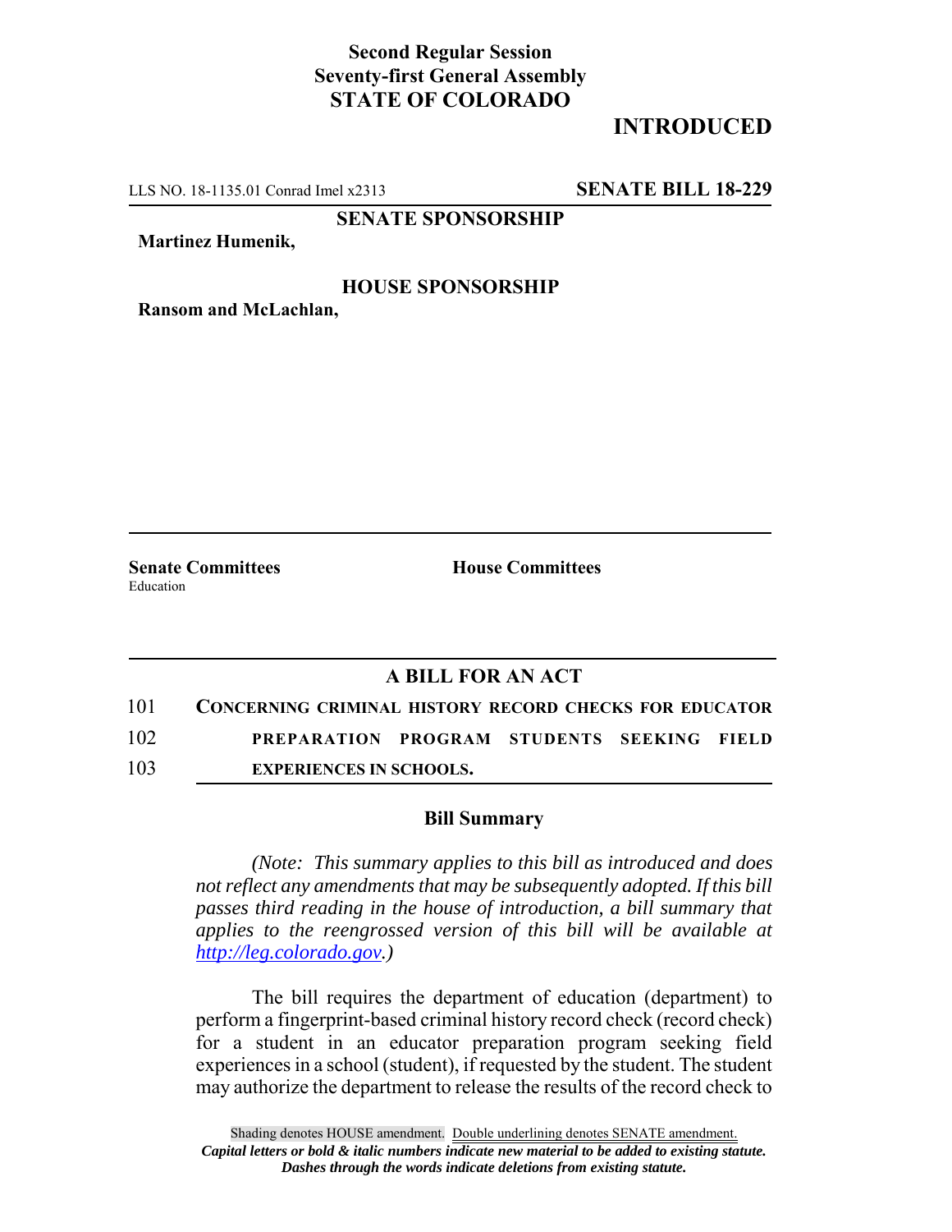**Second Regular Session**
**Seventy-first General Assembly**
**STATE OF COLORADO**

**INTRODUCED**

LLS NO. 18-1135.01 Conrad Imel x2313 **SENATE BILL 18-229**

**SENATE SPONSORSHIP**

**Martinez Humenik,**

**HOUSE SPONSORSHIP**

**Ransom and McLachlan,**

**Senate Committees**
Education

**House Committees**

## A BILL FOR AN ACT

101 **CONCERNING CRIMINAL HISTORY RECORD CHECKS FOR EDUCATOR**
102 **PREPARATION PROGRAM STUDENTS SEEKING FIELD**
103 **EXPERIENCES IN SCHOOLS.**

### Bill Summary

*(Note: This summary applies to this bill as introduced and does not reflect any amendments that may be subsequently adopted. If this bill passes third reading in the house of introduction, a bill summary that applies to the reengrossed version of this bill will be available at http://leg.colorado.gov.)*

The bill requires the department of education (department) to perform a fingerprint-based criminal history record check (record check) for a student in an educator preparation program seeking field experiences in a school (student), if requested by the student. The student may authorize the department to release the results of the record check to

Shading denotes HOUSE amendment. Double underlining denotes SENATE amendment.
*Capital letters or bold & italic numbers indicate new material to be added to existing statute.*
*Dashes through the words indicate deletions from existing statute.*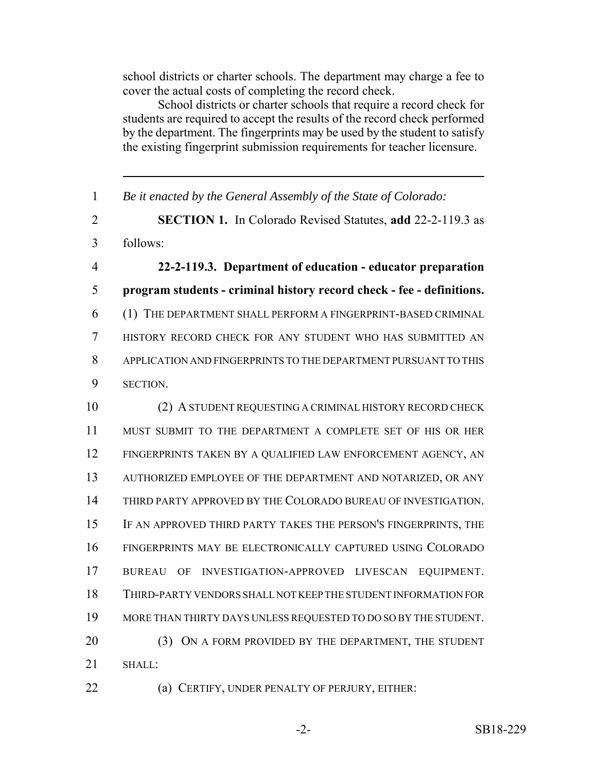school districts or charter schools. The department may charge a fee to cover the actual costs of completing the record check.

School districts or charter schools that require a record check for students are required to accept the results of the record check performed by the department. The fingerprints may be used by the student to satisfy the existing fingerprint submission requirements for teacher licensure.

---

1 *Be it enacted by the General Assembly of the State of Colorado:*

2 **SECTION 1.** In Colorado Revised Statutes, **add** 22-2-119.3 as
3 follows:

4 **22-2-119.3. Department of education - educator preparation**
5 **program students - criminal history record check - fee - definitions.**
6 (1) THE DEPARTMENT SHALL PERFORM A FINGERPRINT-BASED CRIMINAL
7 HISTORY RECORD CHECK FOR ANY STUDENT WHO HAS SUBMITTED AN
8 APPLICATION AND FINGERPRINTS TO THE DEPARTMENT PURSUANT TO THIS
9 SECTION.

10 (2) A STUDENT REQUESTING A CRIMINAL HISTORY RECORD CHECK
11 MUST SUBMIT TO THE DEPARTMENT A COMPLETE SET OF HIS OR HER
12 FINGERPRINTS TAKEN BY A QUALIFIED LAW ENFORCEMENT AGENCY, AN
13 AUTHORIZED EMPLOYEE OF THE DEPARTMENT AND NOTARIZED, OR ANY
14 THIRD PARTY APPROVED BY THE COLORADO BUREAU OF INVESTIGATION.
15 IF AN APPROVED THIRD PARTY TAKES THE PERSON'S FINGERPRINTS, THE
16 FINGERPRINTS MAY BE ELECTRONICALLY CAPTURED USING COLORADO
17 BUREAU OF INVESTIGATION-APPROVED LIVESCAN EQUIPMENT.
18 THIRD-PARTY VENDORS SHALL NOT KEEP THE STUDENT INFORMATION FOR
19 MORE THAN THIRTY DAYS UNLESS REQUESTED TO DO SO BY THE STUDENT.

20 (3) ON A FORM PROVIDED BY THE DEPARTMENT, THE STUDENT
21 SHALL:

22 (a) CERTIFY, UNDER PENALTY OF PERJURY, EITHER: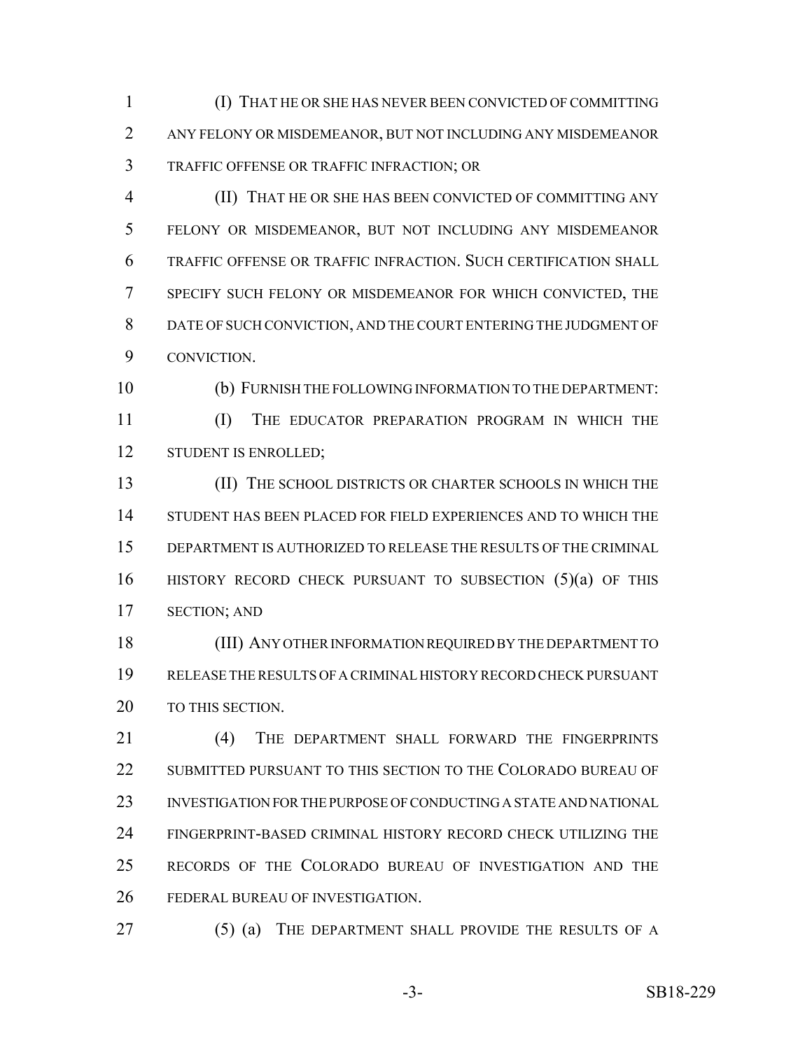(I) THAT HE OR SHE HAS NEVER BEEN CONVICTED OF COMMITTING ANY FELONY OR MISDEMEANOR, BUT NOT INCLUDING ANY MISDEMEANOR TRAFFIC OFFENSE OR TRAFFIC INFRACTION; OR

(II) THAT HE OR SHE HAS BEEN CONVICTED OF COMMITTING ANY FELONY OR MISDEMEANOR, BUT NOT INCLUDING ANY MISDEMEANOR TRAFFIC OFFENSE OR TRAFFIC INFRACTION. SUCH CERTIFICATION SHALL SPECIFY SUCH FELONY OR MISDEMEANOR FOR WHICH CONVICTED, THE DATE OF SUCH CONVICTION, AND THE COURT ENTERING THE JUDGMENT OF CONVICTION.

(b) FURNISH THE FOLLOWING INFORMATION TO THE DEPARTMENT:

(I) THE EDUCATOR PREPARATION PROGRAM IN WHICH THE STUDENT IS ENROLLED;

(II) THE SCHOOL DISTRICTS OR CHARTER SCHOOLS IN WHICH THE STUDENT HAS BEEN PLACED FOR FIELD EXPERIENCES AND TO WHICH THE DEPARTMENT IS AUTHORIZED TO RELEASE THE RESULTS OF THE CRIMINAL HISTORY RECORD CHECK PURSUANT TO SUBSECTION (5)(a) OF THIS SECTION; AND

(III) ANY OTHER INFORMATION REQUIRED BY THE DEPARTMENT TO RELEASE THE RESULTS OF A CRIMINAL HISTORY RECORD CHECK PURSUANT TO THIS SECTION.

(4) THE DEPARTMENT SHALL FORWARD THE FINGERPRINTS SUBMITTED PURSUANT TO THIS SECTION TO THE COLORADO BUREAU OF INVESTIGATION FOR THE PURPOSE OF CONDUCTING A STATE AND NATIONAL FINGERPRINT-BASED CRIMINAL HISTORY RECORD CHECK UTILIZING THE RECORDS OF THE COLORADO BUREAU OF INVESTIGATION AND THE FEDERAL BUREAU OF INVESTIGATION.

(5) (a) THE DEPARTMENT SHALL PROVIDE THE RESULTS OF A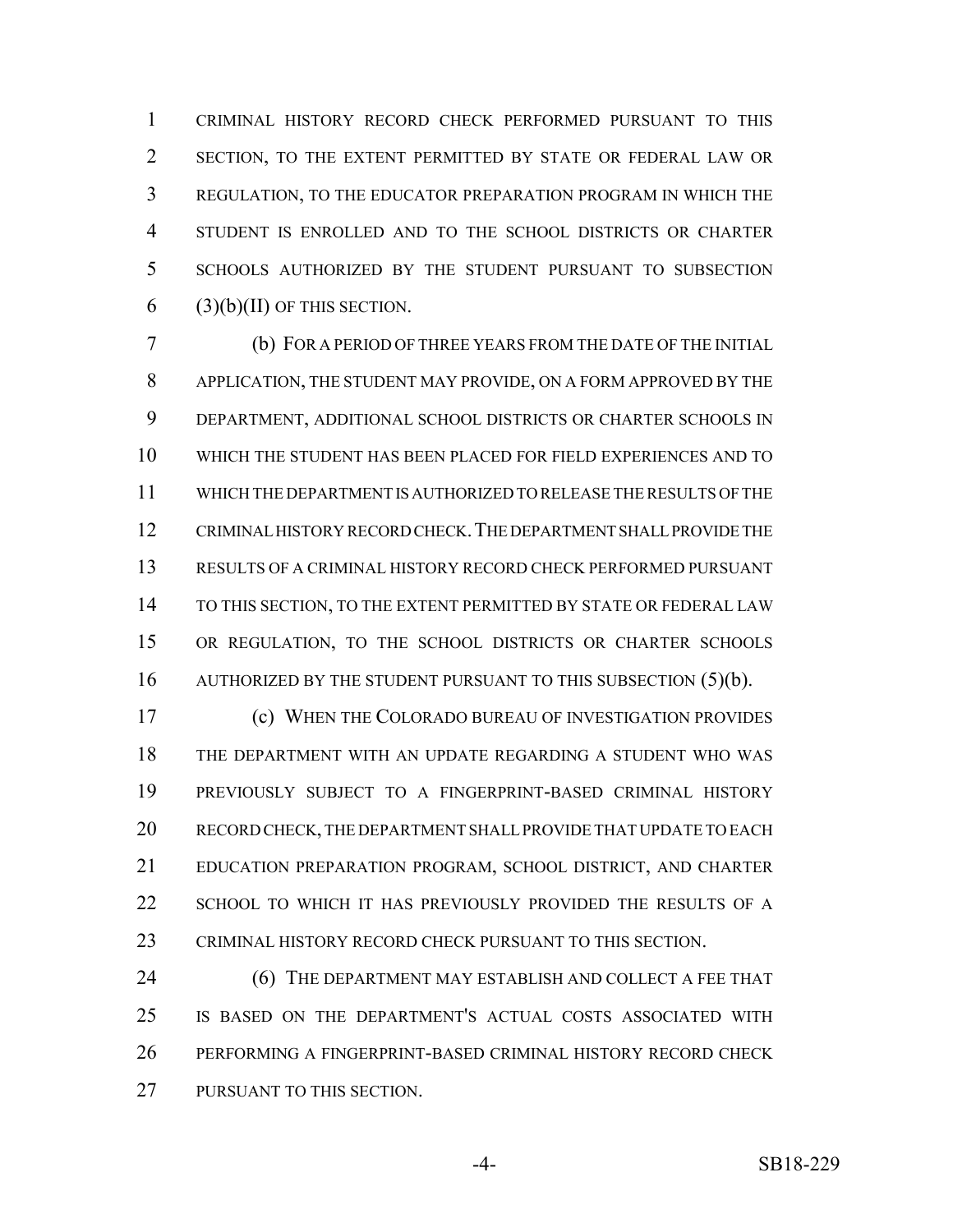CRIMINAL HISTORY RECORD CHECK PERFORMED PURSUANT TO THIS SECTION, TO THE EXTENT PERMITTED BY STATE OR FEDERAL LAW OR REGULATION, TO THE EDUCATOR PREPARATION PROGRAM IN WHICH THE STUDENT IS ENROLLED AND TO THE SCHOOL DISTRICTS OR CHARTER SCHOOLS AUTHORIZED BY THE STUDENT PURSUANT TO SUBSECTION (3)(b)(II) OF THIS SECTION.

(b) FOR A PERIOD OF THREE YEARS FROM THE DATE OF THE INITIAL APPLICATION, THE STUDENT MAY PROVIDE, ON A FORM APPROVED BY THE DEPARTMENT, ADDITIONAL SCHOOL DISTRICTS OR CHARTER SCHOOLS IN WHICH THE STUDENT HAS BEEN PLACED FOR FIELD EXPERIENCES AND TO WHICH THE DEPARTMENT IS AUTHORIZED TO RELEASE THE RESULTS OF THE CRIMINAL HISTORY RECORD CHECK. THE DEPARTMENT SHALL PROVIDE THE RESULTS OF A CRIMINAL HISTORY RECORD CHECK PERFORMED PURSUANT TO THIS SECTION, TO THE EXTENT PERMITTED BY STATE OR FEDERAL LAW OR REGULATION, TO THE SCHOOL DISTRICTS OR CHARTER SCHOOLS AUTHORIZED BY THE STUDENT PURSUANT TO THIS SUBSECTION (5)(b).

(c) WHEN THE COLORADO BUREAU OF INVESTIGATION PROVIDES THE DEPARTMENT WITH AN UPDATE REGARDING A STUDENT WHO WAS PREVIOUSLY SUBJECT TO A FINGERPRINT-BASED CRIMINAL HISTORY RECORD CHECK, THE DEPARTMENT SHALL PROVIDE THAT UPDATE TO EACH EDUCATION PREPARATION PROGRAM, SCHOOL DISTRICT, AND CHARTER SCHOOL TO WHICH IT HAS PREVIOUSLY PROVIDED THE RESULTS OF A CRIMINAL HISTORY RECORD CHECK PURSUANT TO THIS SECTION.

(6) THE DEPARTMENT MAY ESTABLISH AND COLLECT A FEE THAT IS BASED ON THE DEPARTMENT'S ACTUAL COSTS ASSOCIATED WITH PERFORMING A FINGERPRINT-BASED CRIMINAL HISTORY RECORD CHECK PURSUANT TO THIS SECTION.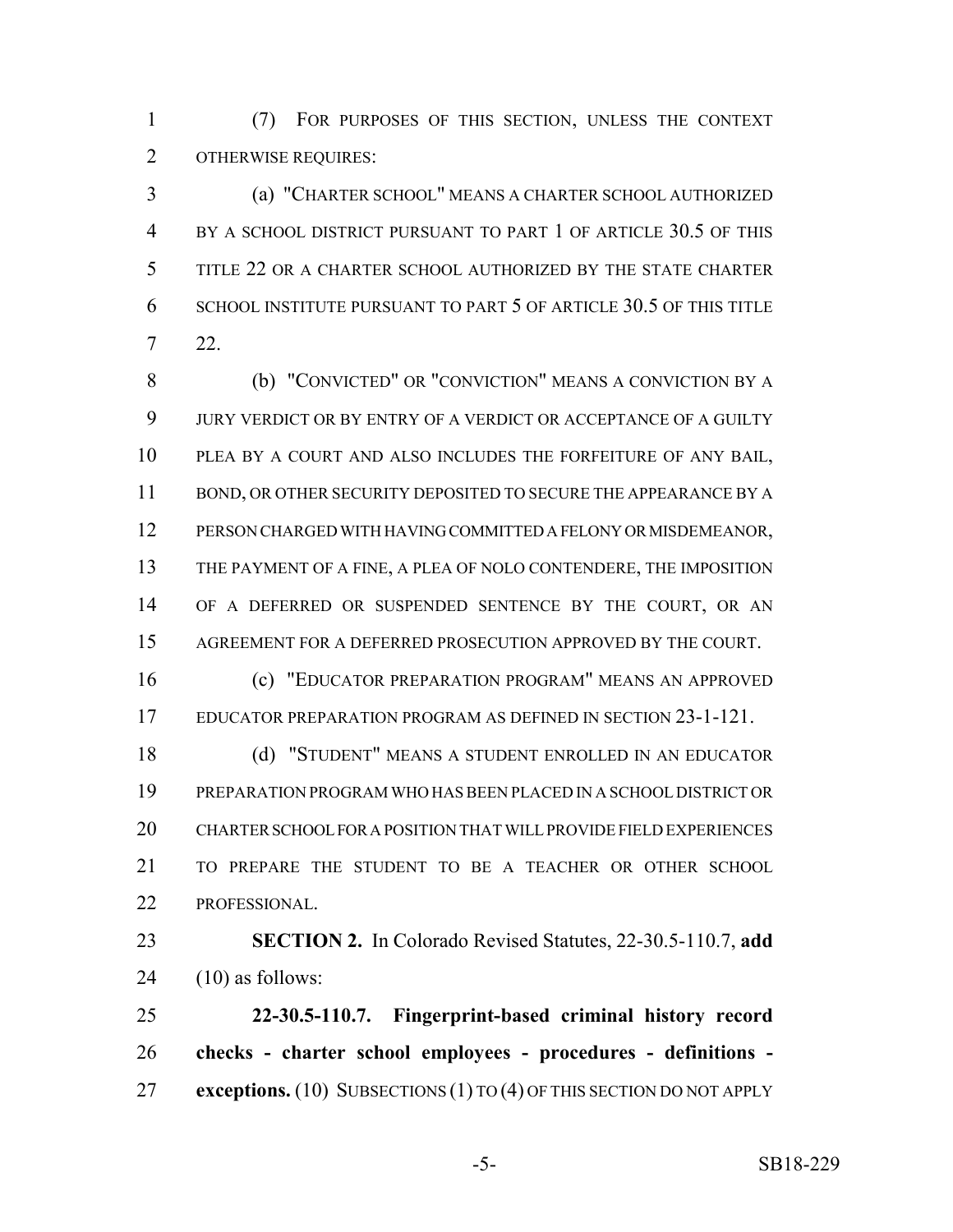(7) FOR PURPOSES OF THIS SECTION, UNLESS THE CONTEXT OTHERWISE REQUIRES:

(a) "CHARTER SCHOOL" MEANS A CHARTER SCHOOL AUTHORIZED BY A SCHOOL DISTRICT PURSUANT TO PART 1 OF ARTICLE 30.5 OF THIS TITLE 22 OR A CHARTER SCHOOL AUTHORIZED BY THE STATE CHARTER SCHOOL INSTITUTE PURSUANT TO PART 5 OF ARTICLE 30.5 OF THIS TITLE 22.

(b) "CONVICTED" OR "CONVICTION" MEANS A CONVICTION BY A JURY VERDICT OR BY ENTRY OF A VERDICT OR ACCEPTANCE OF A GUILTY PLEA BY A COURT AND ALSO INCLUDES THE FORFEITURE OF ANY BAIL, BOND, OR OTHER SECURITY DEPOSITED TO SECURE THE APPEARANCE BY A PERSON CHARGED WITH HAVING COMMITTED A FELONY OR MISDEMEANOR, THE PAYMENT OF A FINE, A PLEA OF NOLO CONTENDERE, THE IMPOSITION OF A DEFERRED OR SUSPENDED SENTENCE BY THE COURT, OR AN AGREEMENT FOR A DEFERRED PROSECUTION APPROVED BY THE COURT.

(c) "EDUCATOR PREPARATION PROGRAM" MEANS AN APPROVED EDUCATOR PREPARATION PROGRAM AS DEFINED IN SECTION 23-1-121.

(d) "STUDENT" MEANS A STUDENT ENROLLED IN AN EDUCATOR PREPARATION PROGRAM WHO HAS BEEN PLACED IN A SCHOOL DISTRICT OR CHARTER SCHOOL FOR A POSITION THAT WILL PROVIDE FIELD EXPERIENCES TO PREPARE THE STUDENT TO BE A TEACHER OR OTHER SCHOOL PROFESSIONAL.

**SECTION 2.** In Colorado Revised Statutes, 22-30.5-110.7, **add** (10) as follows:

**22-30.5-110.7. Fingerprint-based criminal history record checks - charter school employees - procedures - definitions - exceptions.** (10) SUBSECTIONS (1) TO (4) OF THIS SECTION DO NOT APPLY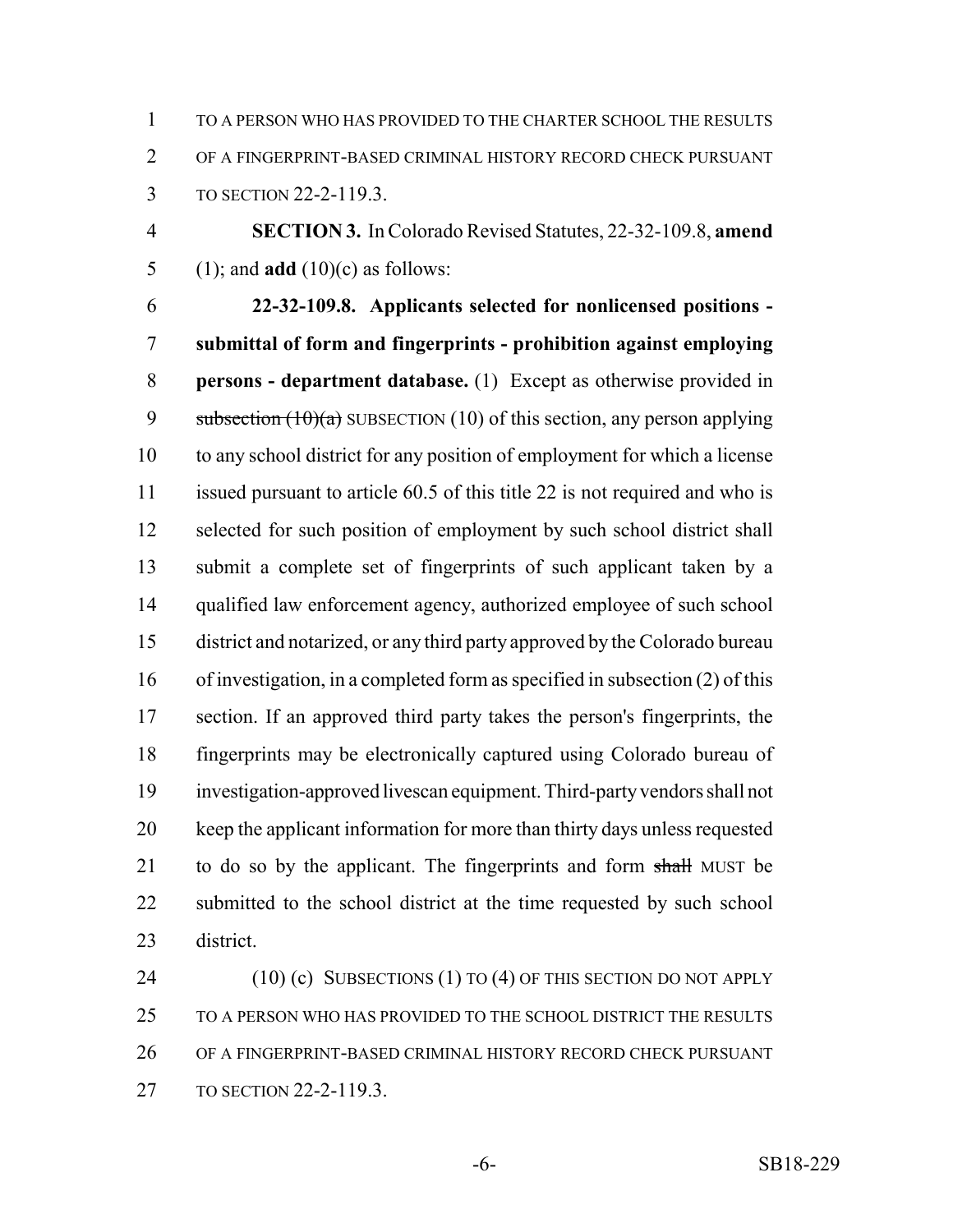TO A PERSON WHO HAS PROVIDED TO THE CHARTER SCHOOL THE RESULTS OF A FINGERPRINT-BASED CRIMINAL HISTORY RECORD CHECK PURSUANT TO SECTION 22-2-119.3.

**SECTION 3.** In Colorado Revised Statutes, 22-32-109.8, **amend** (1); and **add** (10)(c) as follows:

**22-32-109.8. Applicants selected for nonlicensed positions - submittal of form and fingerprints - prohibition against employing persons - department database.** (1) Except as otherwise provided in ~~subsection (10)(a)~~ SUBSECTION (10) of this section, any person applying to any school district for any position of employment for which a license issued pursuant to article 60.5 of this title 22 is not required and who is selected for such position of employment by such school district shall submit a complete set of fingerprints of such applicant taken by a qualified law enforcement agency, authorized employee of such school district and notarized, or any third party approved by the Colorado bureau of investigation, in a completed form as specified in subsection (2) of this section. If an approved third party takes the person's fingerprints, the fingerprints may be electronically captured using Colorado bureau of investigation-approved livescan equipment. Third-party vendors shall not keep the applicant information for more than thirty days unless requested to do so by the applicant. The fingerprints and form ~~shall~~ MUST be submitted to the school district at the time requested by such school district.

(10) (c) SUBSECTIONS (1) TO (4) OF THIS SECTION DO NOT APPLY TO A PERSON WHO HAS PROVIDED TO THE SCHOOL DISTRICT THE RESULTS OF A FINGERPRINT-BASED CRIMINAL HISTORY RECORD CHECK PURSUANT TO SECTION 22-2-119.3.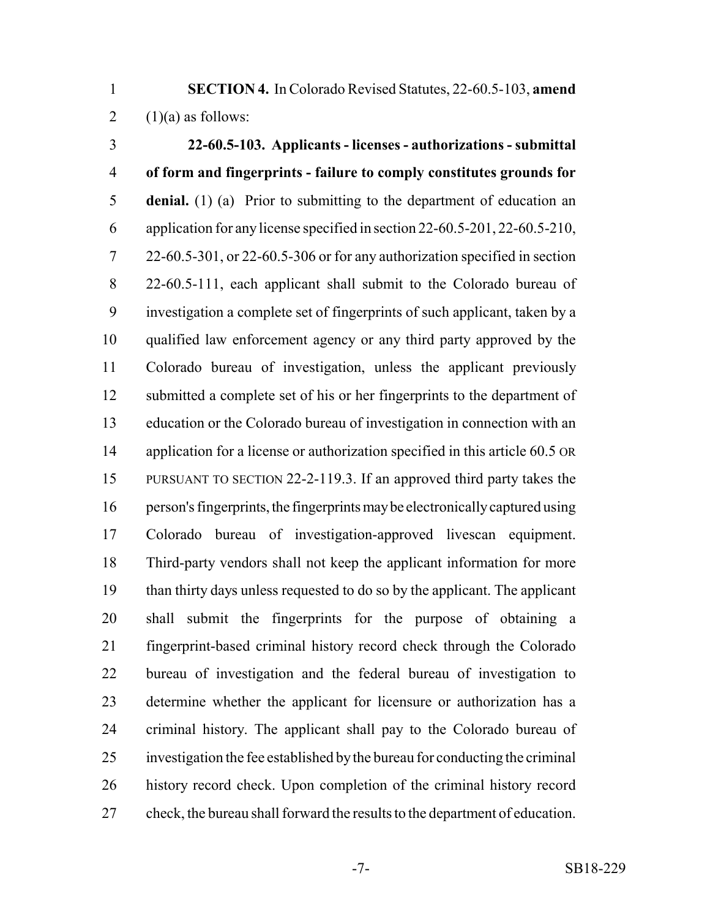**SECTION 4.** In Colorado Revised Statutes, 22-60.5-103, **amend** (1)(a) as follows:

**22-60.5-103. Applicants - licenses - authorizations - submittal of form and fingerprints - failure to comply constitutes grounds for denial.** (1) (a) Prior to submitting to the department of education an application for any license specified in section 22-60.5-201, 22-60.5-210, 22-60.5-301, or 22-60.5-306 or for any authorization specified in section 22-60.5-111, each applicant shall submit to the Colorado bureau of investigation a complete set of fingerprints of such applicant, taken by a qualified law enforcement agency or any third party approved by the Colorado bureau of investigation, unless the applicant previously submitted a complete set of his or her fingerprints to the department of education or the Colorado bureau of investigation in connection with an application for a license or authorization specified in this article 60.5 OR PURSUANT TO SECTION 22-2-119.3. If an approved third party takes the person's fingerprints, the fingerprints may be electronically captured using Colorado bureau of investigation-approved livescan equipment. Third-party vendors shall not keep the applicant information for more than thirty days unless requested to do so by the applicant. The applicant shall submit the fingerprints for the purpose of obtaining a fingerprint-based criminal history record check through the Colorado bureau of investigation and the federal bureau of investigation to determine whether the applicant for licensure or authorization has a criminal history. The applicant shall pay to the Colorado bureau of investigation the fee established by the bureau for conducting the criminal history record check. Upon completion of the criminal history record check, the bureau shall forward the results to the department of education.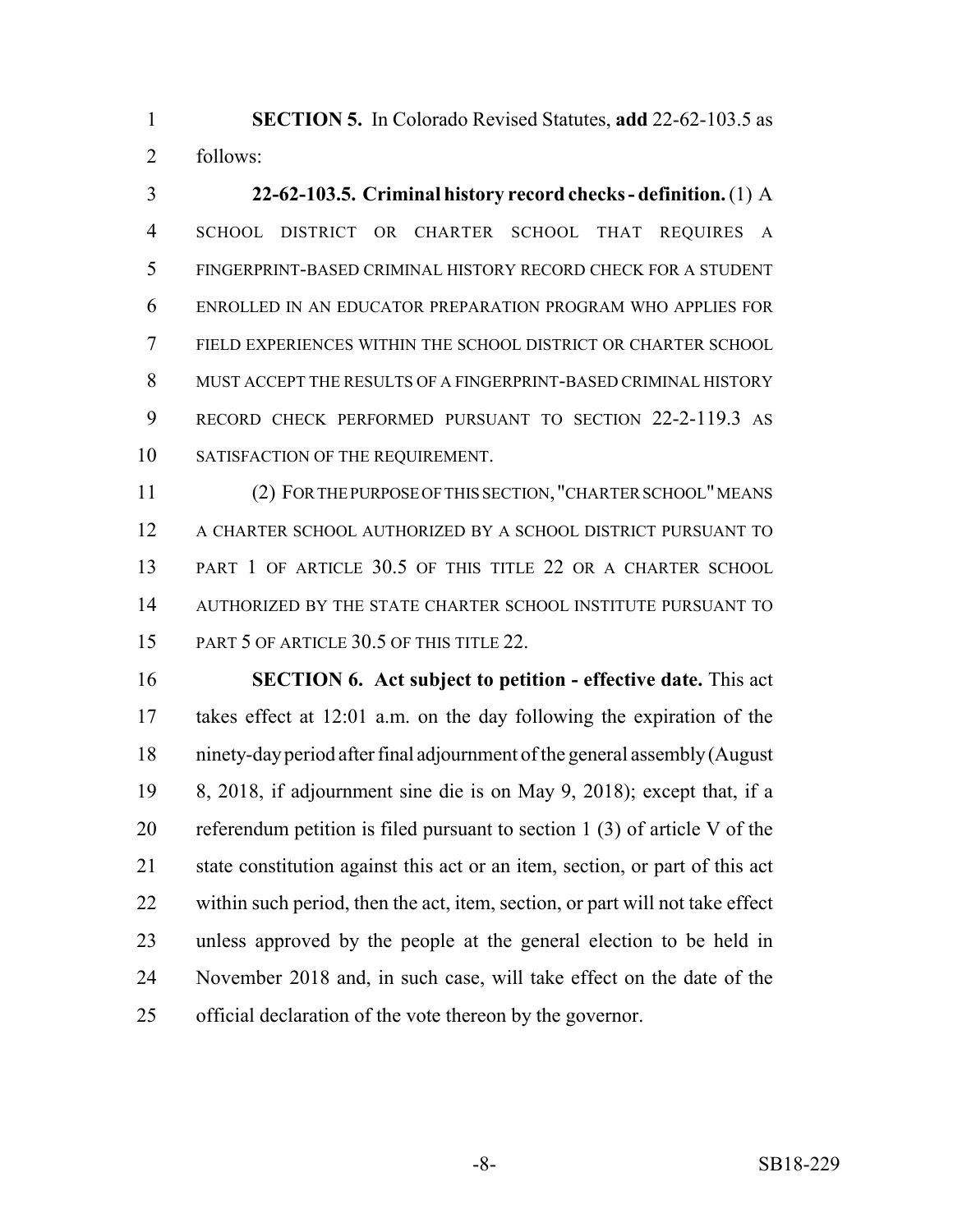**SECTION 5.** In Colorado Revised Statutes, **add** 22-62-103.5 as follows:

**22-62-103.5. Criminal history record checks - definition.** (1) A SCHOOL DISTRICT OR CHARTER SCHOOL THAT REQUIRES A FINGERPRINT-BASED CRIMINAL HISTORY RECORD CHECK FOR A STUDENT ENROLLED IN AN EDUCATOR PREPARATION PROGRAM WHO APPLIES FOR FIELD EXPERIENCES WITHIN THE SCHOOL DISTRICT OR CHARTER SCHOOL MUST ACCEPT THE RESULTS OF A FINGERPRINT-BASED CRIMINAL HISTORY RECORD CHECK PERFORMED PURSUANT TO SECTION 22-2-119.3 AS SATISFACTION OF THE REQUIREMENT.

(2) FOR THE PURPOSE OF THIS SECTION, "CHARTER SCHOOL" MEANS A CHARTER SCHOOL AUTHORIZED BY A SCHOOL DISTRICT PURSUANT TO PART 1 OF ARTICLE 30.5 OF THIS TITLE 22 OR A CHARTER SCHOOL AUTHORIZED BY THE STATE CHARTER SCHOOL INSTITUTE PURSUANT TO PART 5 OF ARTICLE 30.5 OF THIS TITLE 22.

**SECTION 6. Act subject to petition - effective date.** This act takes effect at 12:01 a.m. on the day following the expiration of the ninety-day period after final adjournment of the general assembly (August 8, 2018, if adjournment sine die is on May 9, 2018); except that, if a referendum petition is filed pursuant to section 1 (3) of article V of the state constitution against this act or an item, section, or part of this act within such period, then the act, item, section, or part will not take effect unless approved by the people at the general election to be held in November 2018 and, in such case, will take effect on the date of the official declaration of the vote thereon by the governor.